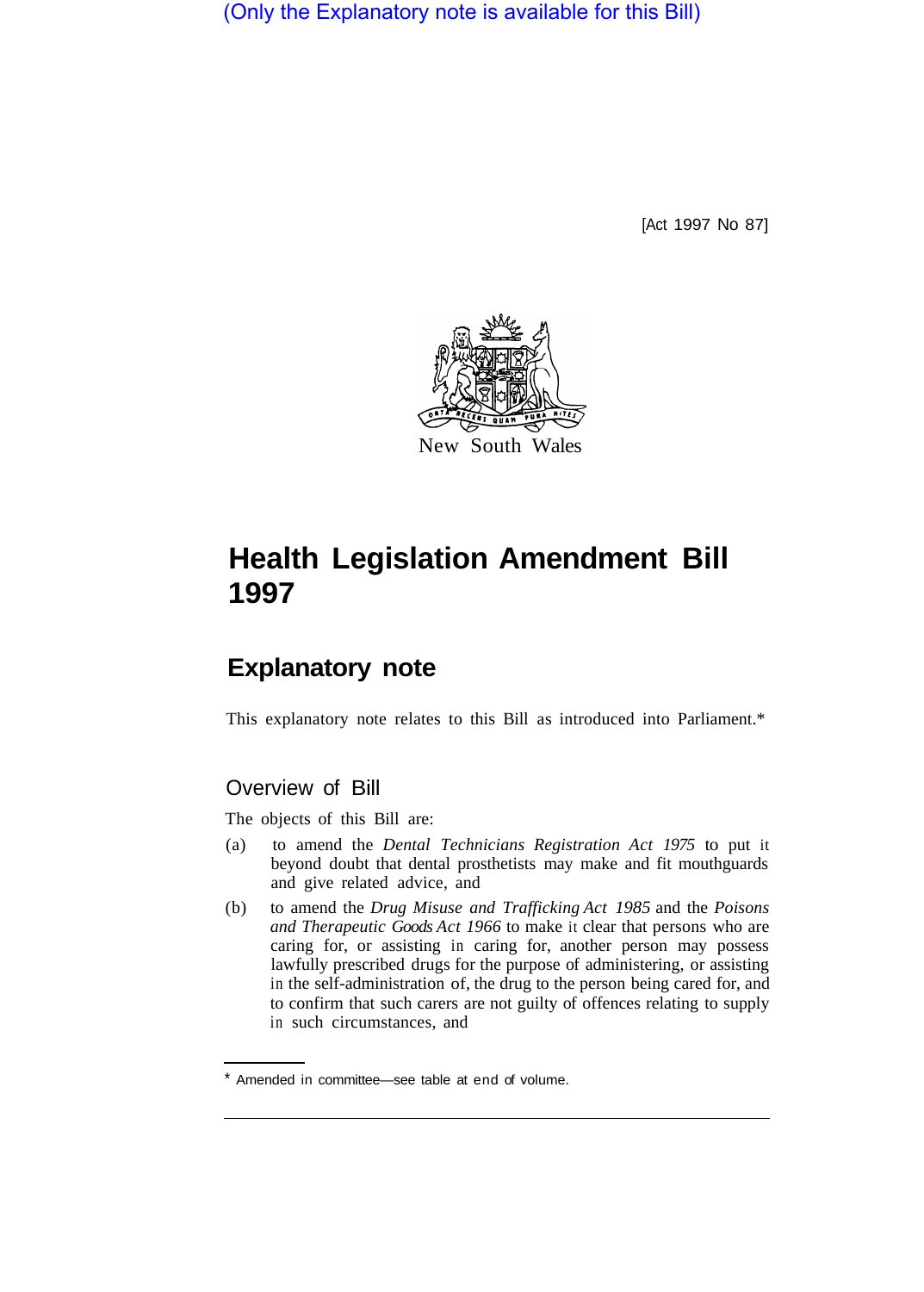(Only the Explanatory note is available for this Bill)

[Act 1997 No 87]

New South Wales

# Health Legislation Amendment Bill 1997

## Explanatory note

This explanatory note relates to this Bill as introduced into Parliament.*

### Overview of Bill

The objects of this Bill are:

(a) to amend the *Dental Technicians Registration Act 1975* to put it beyond doubt that dental prosthetists may make and fit mouthguards and give related advice, and

(b) to amend the *Drug Misuse and Trafficking Act 1985* and the *Poisons and Therapeutic Goods Act 1966* to make it clear that persons who are caring for, or assisting in caring for, another person may possess lawfully prescribed drugs for the purpose of administering, or assisting in the self-administration of, the drug to the person being cared for, and to confirm that such carers are not guilty of offences relating to supply in such circumstances, and

* Amended in committee—see table at end of volume.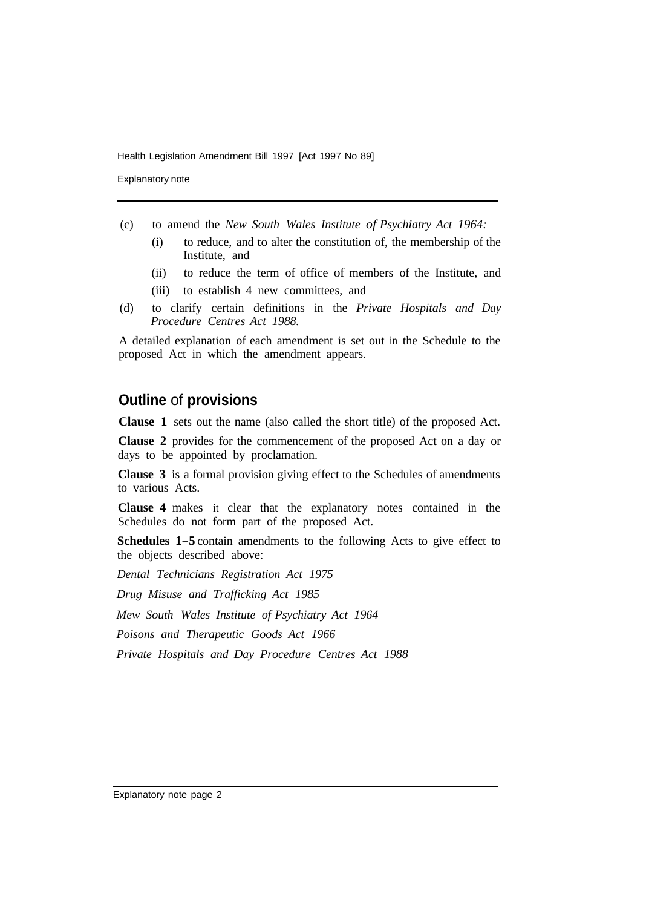(c) to amend the *New South Wales Institute of Psychiatry Act 1964:*
   - (i) to reduce, and to alter the constitution of, the membership of the Institute, and
   - (ii) to reduce the term of office of members of the Institute, and
   - (iii) to establish 4 new committees, and

(d) to clarify certain definitions in the *Private Hospitals and Day Procedure Centres Act 1988.*

A detailed explanation of each amendment is set out in the Schedule to the proposed Act in which the amendment appears.

## Outline of provisions

**Clause 1** sets out the name (also called the short title) of the proposed Act.

**Clause 2** provides for the commencement of the proposed Act on a day or days to be appointed by proclamation.

**Clause 3** is a formal provision giving effect to the Schedules of amendments to various Acts.

**Clause 4** makes it clear that the explanatory notes contained in the Schedules do not form part of the proposed Act.

**Schedules 1–5** contain amendments to the following Acts to give effect to the objects described above:

*Dental Technicians Registration Act 1975*

*Drug Misuse and Trafficking Act 1985*

*Mew South Wales Institute of Psychiatry Act 1964*

*Poisons and Therapeutic Goods Act 1966*

*Private Hospitals and Day Procedure Centres Act 1988*